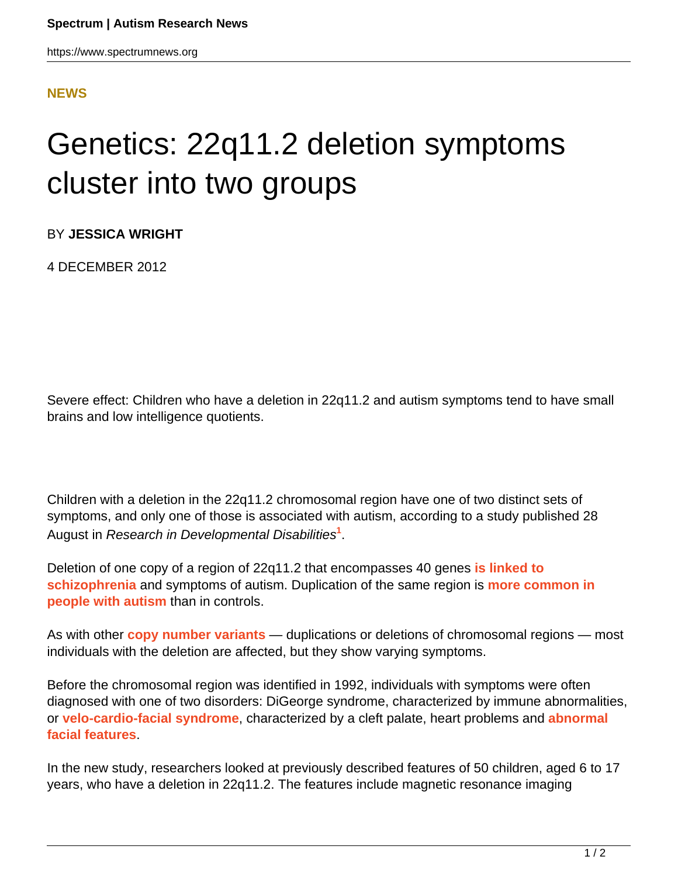**NEWS**

# Genetics: 22q11.2 deletion symptoms cluster into two groups

BY **JESSICA WRIGHT**

4 DECEMBER 2012

Severe effect: Children who have a deletion in 22q11.2 and autism symptoms tend to have small brains and low intelligence quotients.

Children with a deletion in the 22q11.2 chromosomal region have one of two distinct sets of symptoms, and only one of those is associated with autism, according to a study published 28 August in *Research in Developmental Disabilities*[1].

Deletion of one copy of a region of 22q11.2 that encompasses 40 genes **is linked to schizophrenia** and symptoms of autism. Duplication of the same region is **more common in people with autism** than in controls.

As with other **copy number variants** — duplications or deletions of chromosomal regions — most individuals with the deletion are affected, but they show varying symptoms.

Before the chromosomal region was identified in 1992, individuals with symptoms were often diagnosed with one of two disorders: DiGeorge syndrome, characterized by immune abnormalities, or **velo-cardio-facial syndrome**, characterized by a cleft palate, heart problems and **abnormal facial features**.

In the new study, researchers looked at previously described features of 50 children, aged 6 to 17 years, who have a deletion in 22q11.2. The features include magnetic resonance imaging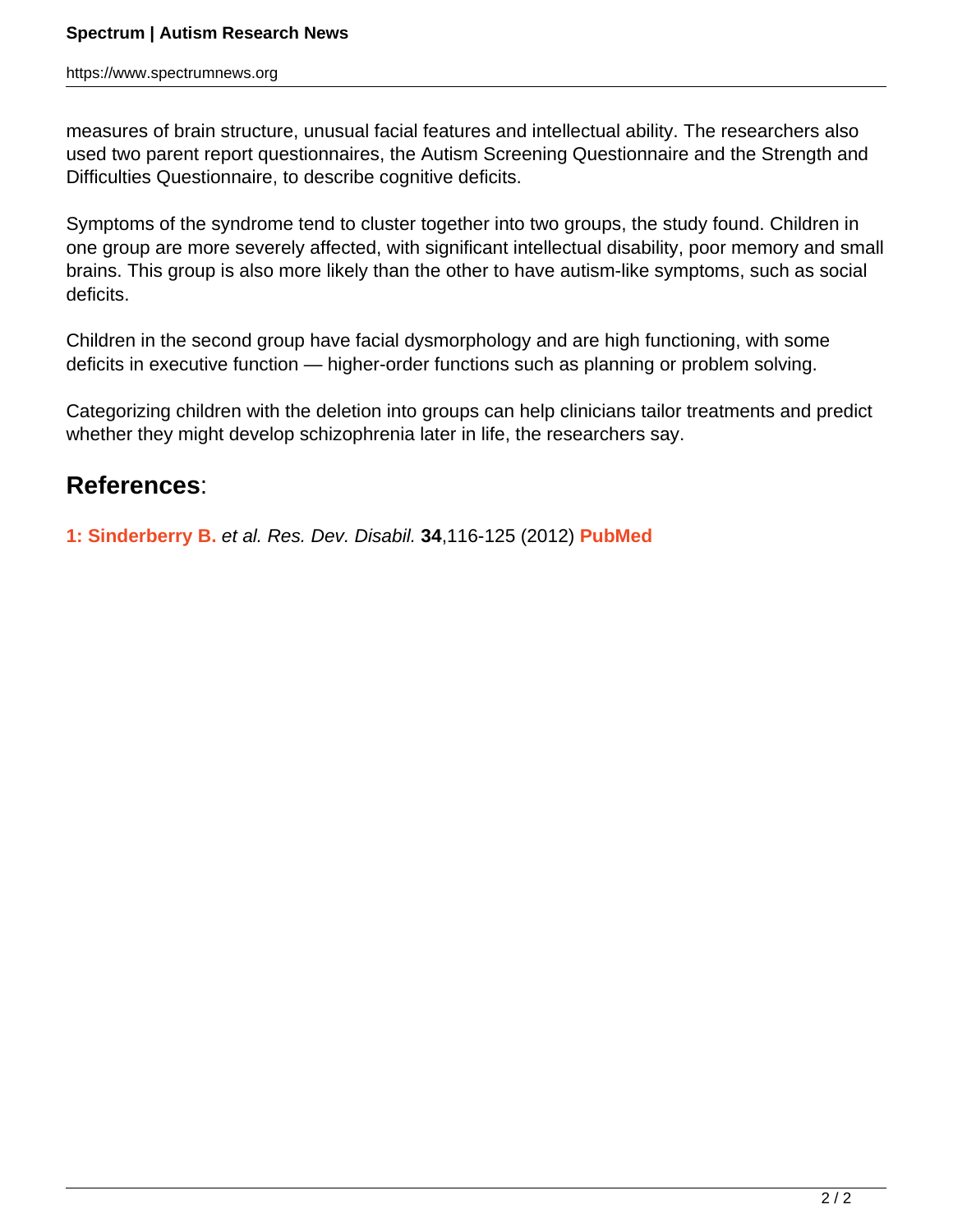measures of brain structure, unusual facial features and intellectual ability. The researchers also used two parent report questionnaires, the Autism Screening Questionnaire and the Strength and Difficulties Questionnaire, to describe cognitive deficits.

Symptoms of the syndrome tend to cluster together into two groups, the study found. Children in one group are more severely affected, with significant intellectual disability, poor memory and small brains. This group is also more likely than the other to have autism-like symptoms, such as social deficits.

Children in the second group have facial dysmorphology and are high functioning, with some deficits in executive function — higher-order functions such as planning or problem solving.

Categorizing children with the deletion into groups can help clinicians tailor treatments and predict whether they might develop schizophrenia later in life, the researchers say.

## References:

**1: Sinderberry B.** *et al. Res. Dev. Disabil.* **34**,116-125 (2012) **PubMed**